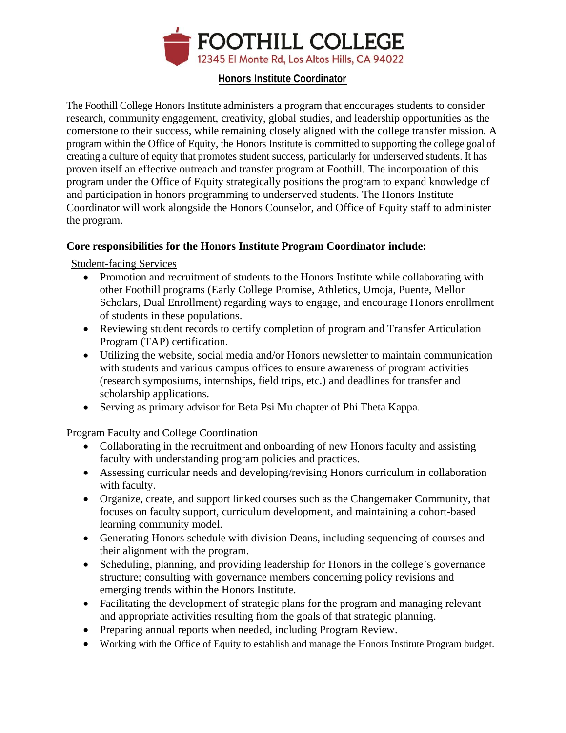# FOOTHILL COLLEGE

12345 El Monte Rd, Los Altos Hills, CA 94022

## Honors Institute Coordinator

The Foothill College Honors Institute administers a program that encourages students to consider research, community engagement, creativity, global studies, and leadership opportunities as the cornerstone to their success, while remaining closely aligned with the college transfer mission. A program within the Office of Equity, the Honors Institute is committed to supporting the college goal of creating a culture of equity that promotes student success, particularly for underserved students. It has proven itself an effective outreach and transfer program at Foothill. The incorporation of this program under the Office of Equity strategically positions the program to expand knowledge of and participation in honors programming to underserved students. The Honors Institute Coordinator will work alongside the Honors Counselor, and Office of Equity staff to administer the program.

**Core responsibilities for the Honors Institute Program Coordinator include:**

Student-facing Services

- Promotion and recruitment of students to the Honors Institute while collaborating with other Foothill programs (Early College Promise, Athletics, Umoja, Puente, Mellon Scholars, Dual Enrollment) regarding ways to engage, and encourage Honors enrollment of students in these populations.
- Reviewing student records to certify completion of program and Transfer Articulation Program (TAP) certification.
- Utilizing the website, social media and/or Honors newsletter to maintain communication with students and various campus offices to ensure awareness of program activities (research symposiums, internships, field trips, etc.) and deadlines for transfer and scholarship applications.
- Serving as primary advisor for Beta Psi Mu chapter of Phi Theta Kappa.

Program Faculty and College Coordination

- Collaborating in the recruitment and onboarding of new Honors faculty and assisting faculty with understanding program policies and practices.
- Assessing curricular needs and developing/revising Honors curriculum in collaboration with faculty.
- Organize, create, and support linked courses such as the Changemaker Community, that focuses on faculty support, curriculum development, and maintaining a cohort-based learning community model.
- Generating Honors schedule with division Deans, including sequencing of courses and their alignment with the program.
- Scheduling, planning, and providing leadership for Honors in the college's governance structure; consulting with governance members concerning policy revisions and emerging trends within the Honors Institute.
- Facilitating the development of strategic plans for the program and managing relevant and appropriate activities resulting from the goals of that strategic planning.
- Preparing annual reports when needed, including Program Review.
- Working with the Office of Equity to establish and manage the Honors Institute Program budget.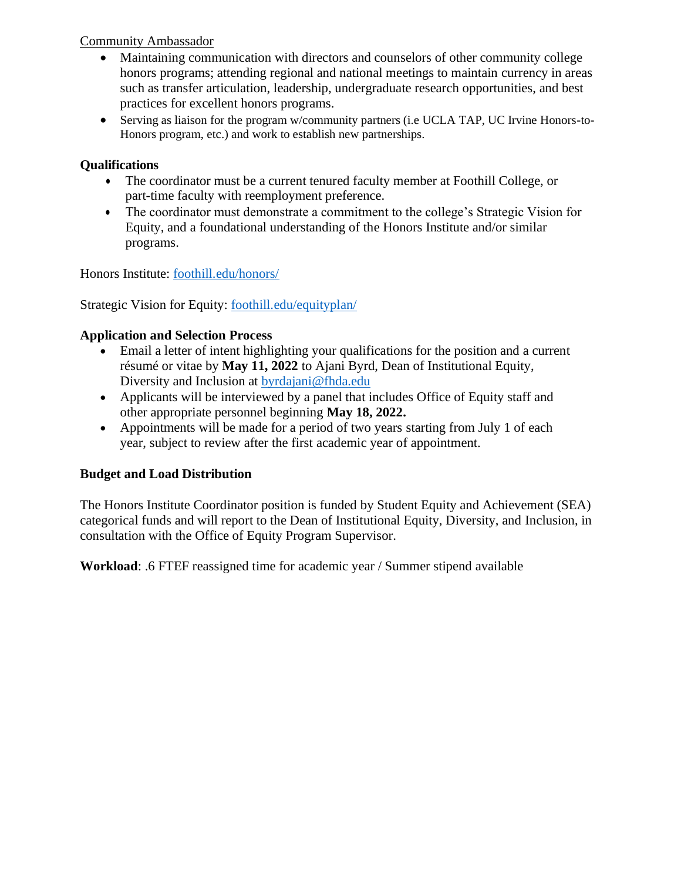Community Ambassador

- Maintaining communication with directors and counselors of other community college honors programs; attending regional and national meetings to maintain currency in areas such as transfer articulation, leadership, undergraduate research opportunities, and best practices for excellent honors programs.
- Serving as liaison for the program w/community partners (i.e UCLA TAP, UC Irvine Honors-to-Honors program, etc.) and work to establish new partnerships.

**Qualifications**

- The coordinator must be a current tenured faculty member at Foothill College, or part-time faculty with reemployment preference.
- The coordinator must demonstrate a commitment to the college's Strategic Vision for Equity, and a foundational understanding of the Honors Institute and/or similar programs.

Honors Institute: foothill.edu/honors/

Strategic Vision for Equity: foothill.edu/equityplan/

**Application and Selection Process**

- Email a letter of intent highlighting your qualifications for the position and a current résumé or vitae by **May 11, 2022** to Ajani Byrd, Dean of Institutional Equity, Diversity and Inclusion at byrdajani@fhda.edu
- Applicants will be interviewed by a panel that includes Office of Equity staff and other appropriate personnel beginning **May 18, 2022.**
- Appointments will be made for a period of two years starting from July 1 of each year, subject to review after the first academic year of appointment.

**Budget and Load Distribution**

The Honors Institute Coordinator position is funded by Student Equity and Achievement (SEA) categorical funds and will report to the Dean of Institutional Equity, Diversity, and Inclusion, in consultation with the Office of Equity Program Supervisor.

**Workload**: .6 FTEF reassigned time for academic year / Summer stipend available